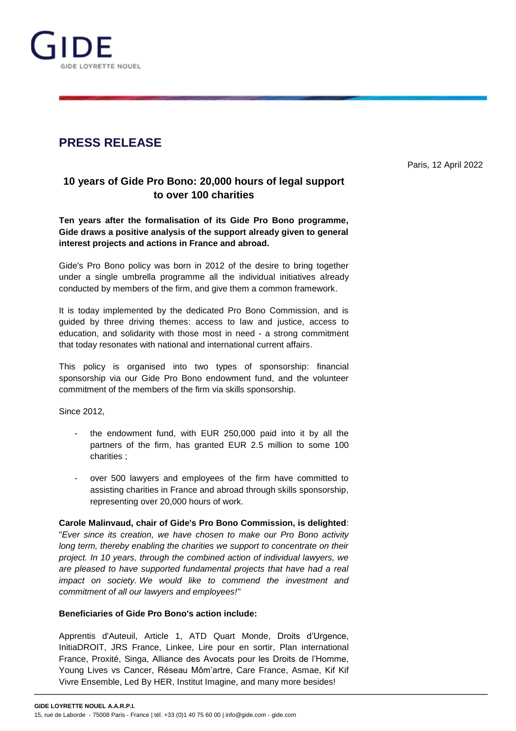# PRESS RELEASE

Paris, 12 April 2022

## 10 years of Gide Pro Bono: 20,000 hours of legal support to over 100 charities

**Ten years after the formalisation of its Gide Pro Bono programme, Gide draws a positive analysis of the support already given to general interest projects and actions in France and abroad.**

Gide's Pro Bono policy was born in 2012 of the desire to bring together under a single umbrella programme all the individual initiatives already conducted by members of the firm, and give them a common framework.

It is today implemented by the dedicated Pro Bono Commission, and is guided by three driving themes: access to law and justice, access to education, and solidarity with those most in need - a strong commitment that today resonates with national and international current affairs.

This policy is organised into two types of sponsorship: financial sponsorship via our Gide Pro Bono endowment fund, and the volunteer commitment of the members of the firm via skills sponsorship.

Since 2012,

- the endowment fund, with EUR 250,000 paid into it by all the partners of the firm, has granted EUR 2.5 million to some 100 charities ;
- over 500 lawyers and employees of the firm have committed to assisting charities in France and abroad through skills sponsorship, representing over 20,000 hours of work.

**Carole Malinvaud, chair of Gide's Pro Bono Commission, is delighted**: "*Ever since its creation, we have chosen to make our Pro Bono activity long term, thereby enabling the charities we support to concentrate on their project. In 10 years, through the combined action of individual lawyers, we are pleased to have supported fundamental projects that have had a real impact on society. We would like to commend the investment and commitment of all our lawyers and employees!*"

**Beneficiaries of Gide Pro Bono's action include:**

Apprentis d'Auteuil, Article 1, ATD Quart Monde, Droits d'Urgence, InitiaDROIT, JRS France, Linkee, Lire pour en sortir, Plan international France, Proxité, Singa, Alliance des Avocats pour les Droits de l'Homme, Young Lives vs Cancer, Réseau Môm'artre, Care France, Asmae, Kif Kif Vivre Ensemble, Led By HER, Institut Imagine, and many more besides!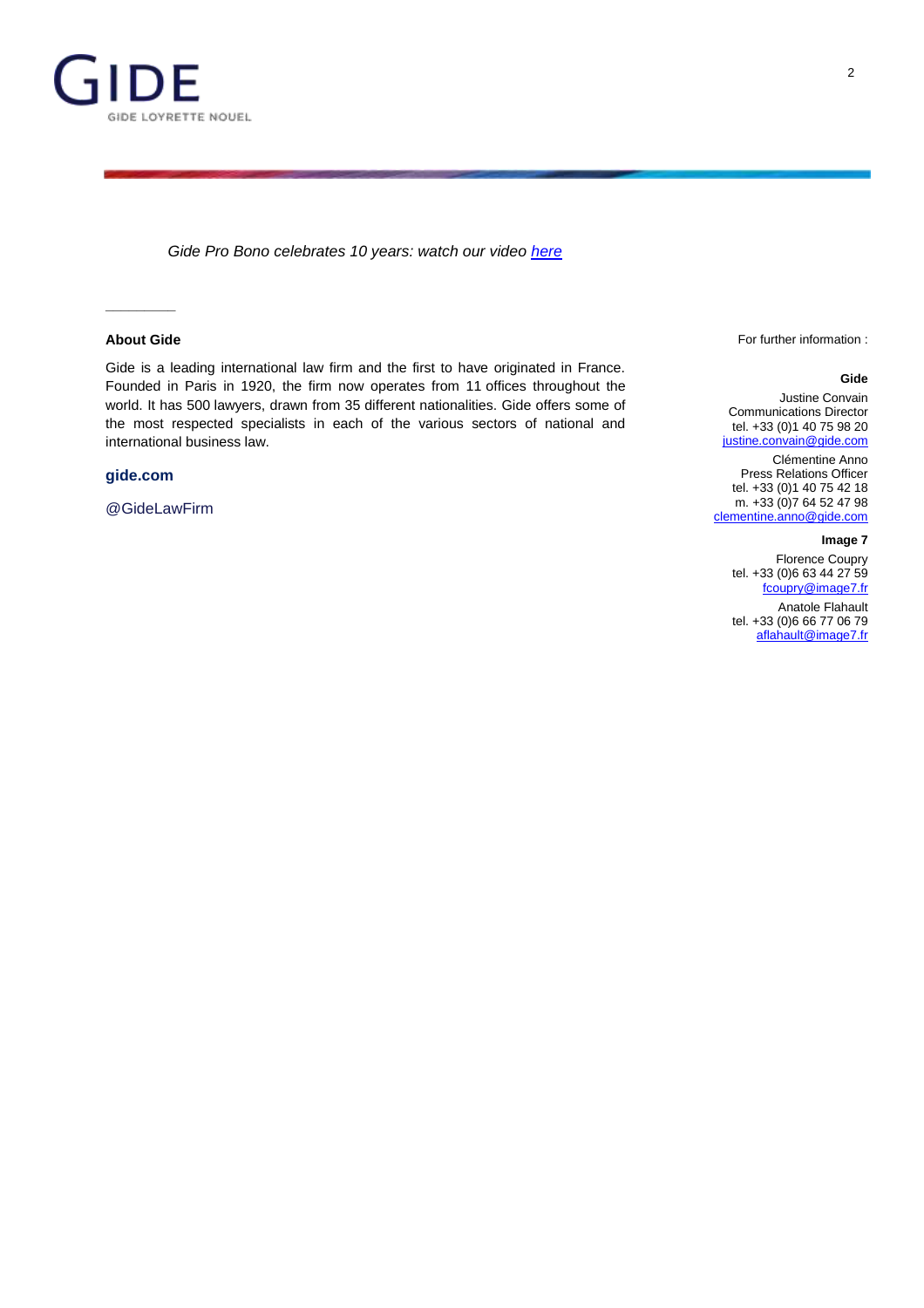*Gide Pro Bono celebrates 10 years: watch our video here*

---

**About Gide**

Gide is a leading international law firm and the first to have originated in France. Founded in Paris in 1920, the firm now operates from 11 offices throughout the world. It has 500 lawyers, drawn from 35 different nationalities. Gide offers some of the most respected specialists in each of the various sectors of national and international business law.

**gide.com**

@GideLawFirm

For further information :

**Gide**

Justine Convain
Communications Director
tel. +33 (0)1 40 75 98 20
justine.convain@gide.com

Clémentine Anno
Press Relations Officer
tel. +33 (0)1 40 75 42 18
m. +33 (0)7 64 52 47 98
clementine.anno@gide.com

**Image 7**

Florence Coupry
tel. +33 (0)6 63 44 27 59
fcoupry@image7.fr

Anatole Flahault
tel. +33 (0)6 66 77 06 79
aflahault@image7.fr